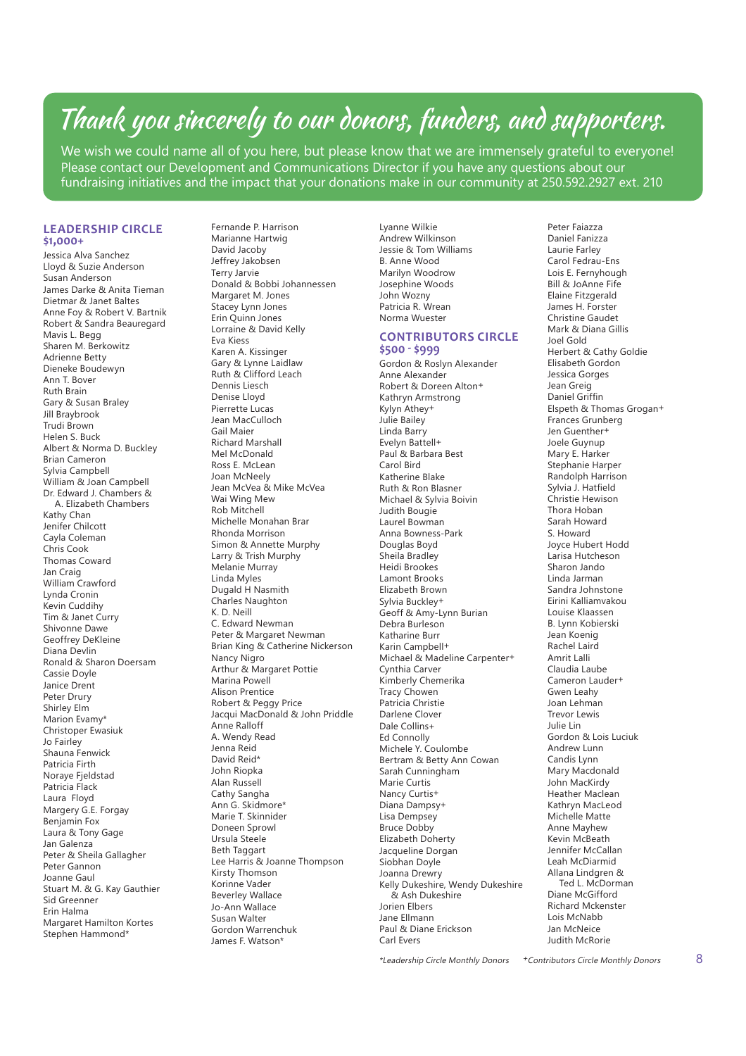# Thank you sincerely to our donors, funders, and supporters.

We wish we could name all of you here, but please know that we are immensely grateful to everyone! Please contact our Development and Communications Director if you have any questions about our fundraising initiatives and the impact that your donations make in our community at 250.592.2927 ext. 210

## LEADERSHIP CIRCLE
### $1,000+

Jessica Alva Sanchez
Lloyd & Suzie Anderson
Susan Anderson
James Darke & Anita Tieman
Dietmar & Janet Baltes
Anne Foy & Robert V. Bartnik
Robert & Sandra Beauregard
Mavis L. Begg
Sharen M. Berkowitz
Adrienne Betty
Dieneke Boudewyn
Ann T. Bover
Ruth Brain
Gary & Susan Braley
Jill Braybrook
Trudi Brown
Helen S. Buck
Albert & Norma D. Buckley
Brian Cameron
Sylvia Campbell
William & Joan Campbell
Dr. Edward J. Chambers & A. Elizabeth Chambers
Kathy Chan
Jenifer Chilcott
Cayla Coleman
Chris Cook
Thomas Coward
Jan Craig
William Crawford
Lynda Cronin
Kevin Cuddihy
Tim & Janet Curry
Shivonne Dawe
Geoffrey DeKleine
Diana Devlin
Ronald & Sharon Doersam
Cassie Doyle
Janice Drent
Peter Drury
Shirley Elm
Marion Evamy*
Christoper Ewasiuk
Jo Fairley
Shauna Fenwick
Patricia Firth
Noraye Fjeldstad
Patricia Flack
Laura Floyd
Margery G.E. Forgay
Benjamin Fox
Laura & Tony Gage
Jan Galenza
Peter & Sheila Gallagher
Peter Gannon
Joanne Gaul
Stuart M. & G. Kay Gauthier
Sid Greenner
Erin Halma
Margaret Hamilton Kortes
Stephen Hammond*
Fernande P. Harrison
Marianne Hartwig
David Jacoby
Jeffrey Jakobsen
Terry Jarvie
Donald & Bobbi Johannessen
Margaret M. Jones
Stacey Lynn Jones
Erin Quinn Jones
Lorraine & David Kelly
Eva Kiess
Karen A. Kissinger
Gary & Lynne Laidlaw
Ruth & Clifford Leach
Dennis Liesch
Denise Lloyd
Pierrette Lucas
Jean MacCulloch
Gail Maier
Richard Marshall
Mel McDonald
Ross E. McLean
Joan McNeely
Jean McVea & Mike McVea
Wai Wing Mew
Rob Mitchell
Michelle Monahan Brar
Rhonda Morrison
Simon & Annette Murphy
Larry & Trish Murphy
Melanie Murray
Linda Myles
Dugald H Nasmith
Charles Naughton
K. D. Neill
C. Edward Newman
Peter & Margaret Newman
Brian King & Catherine Nickerson
Nancy Nigro
Arthur & Margaret Pottie
Marina Powell
Alison Prentice
Robert & Peggy Price
Jacqui MacDonald & John Priddle
Anne Ralloff
A. Wendy Read
Jenna Reid
David Reid*
John Riopka
Alan Russell
Cathy Sangha
Ann G. Skidmore*
Marie T. Skinnider
Doneen Sprowl
Ursula Steele
Beth Taggart
Lee Harris & Joanne Thompson
Kirsty Thomson
Korinne Vader
Beverley Wallace
Jo-Ann Wallace
Susan Walter
Gordon Warrenchuk
James F. Watson*
Lyanne Wilkie
Andrew Wilkinson
Jessie & Tom Williams
B. Anne Wood
Marilyn Woodrow
Josephine Woods
John Wozny
Patricia R. Wrean
Norma Wuester

## CONTRIBUTORS CIRCLE
### $500 - $999

Gordon & Roslyn Alexander
Anne Alexander
Robert & Doreen Alton+
Kathryn Armstrong
Kylyn Athey+
Julie Bailey
Linda Barry
Evelyn Battell+
Paul & Barbara Best
Carol Bird
Katherine Blake
Ruth & Ron Blasner
Michael & Sylvia Boivin
Judith Bougie
Laurel Bowman
Anna Bowness-Park
Douglas Boyd
Sheila Bradley
Heidi Brookes
Lamont Brooks
Elizabeth Brown
Sylvia Buckley+
Geoff & Amy-Lynn Burian
Debra Burleson
Katharine Burr
Karin Campbell+
Michael & Madeline Carpenter+
Cynthia Carver
Kimberly Chemerika
Tracy Chowen
Patricia Christie
Darlene Clover
Dale Collins+
Ed Connolly
Michele Y. Coulombe
Bertram & Betty Ann Cowan
Sarah Cunningham
Marie Curtis
Nancy Curtis+
Diana Dampsy+
Lisa Dempsey
Bruce Dobby
Elizabeth Doherty
Jacqueline Dorgan
Siobhan Doyle
Joanna Drewry
Kelly Dukeshire, Wendy Dukeshire & Ash Dukeshire
Jorien Elbers
Jane Ellmann
Paul & Diane Erickson
Carl Evers
Peter Faiazza
Daniel Fanizza
Laurie Farley
Carol Fedrau-Ens
Lois E. Fernyhough
Bill & JoAnne Fife
Elaine Fitzgerald
James H. Forster
Christine Gaudet
Mark & Diana Gillis
Joel Gold
Herbert & Cathy Goldie
Elisabeth Gordon
Jessica Gorges
Jean Greig
Daniel Griffin
Elspeth & Thomas Grogan+
Frances Grunberg
Jen Guenther+
Joele Guynup
Mary E. Harker
Stephanie Harper
Randolph Harrison
Sylvia J. Hatfield
Christie Hewison
Thora Hoban
Sarah Howard
S. Howard
Joyce Hubert Hodd
Larisa Hutcheson
Sharon Jando
Linda Jarman
Sandra Johnstone
Eirini Kalliamvakou
Louise Klaassen
B. Lynn Kobierski
Jean Koenig
Rachel Laird
Amrit Lalli
Claudia Laube
Cameron Lauder+
Gwen Leahy
Joan Lehman
Trevor Lewis
Julie Lin
Gordon & Lois Luciuk
Andrew Lunn
Candis Lynn
Mary Macdonald
John MacKirdy
Heather Maclean
Kathryn MacLeod
Michelle Matte
Anne Mayhew
Kevin McBeath
Jennifer McCallan
Leah McDiarmid
Allana Lindgren & Ted L. McDorman
Diane McGifford
Richard Mckenster
Lois McNabb
Jan McNeice
Judith McRorie

*Leadership Circle Monthly Donors    +Contributors Circle Monthly Donors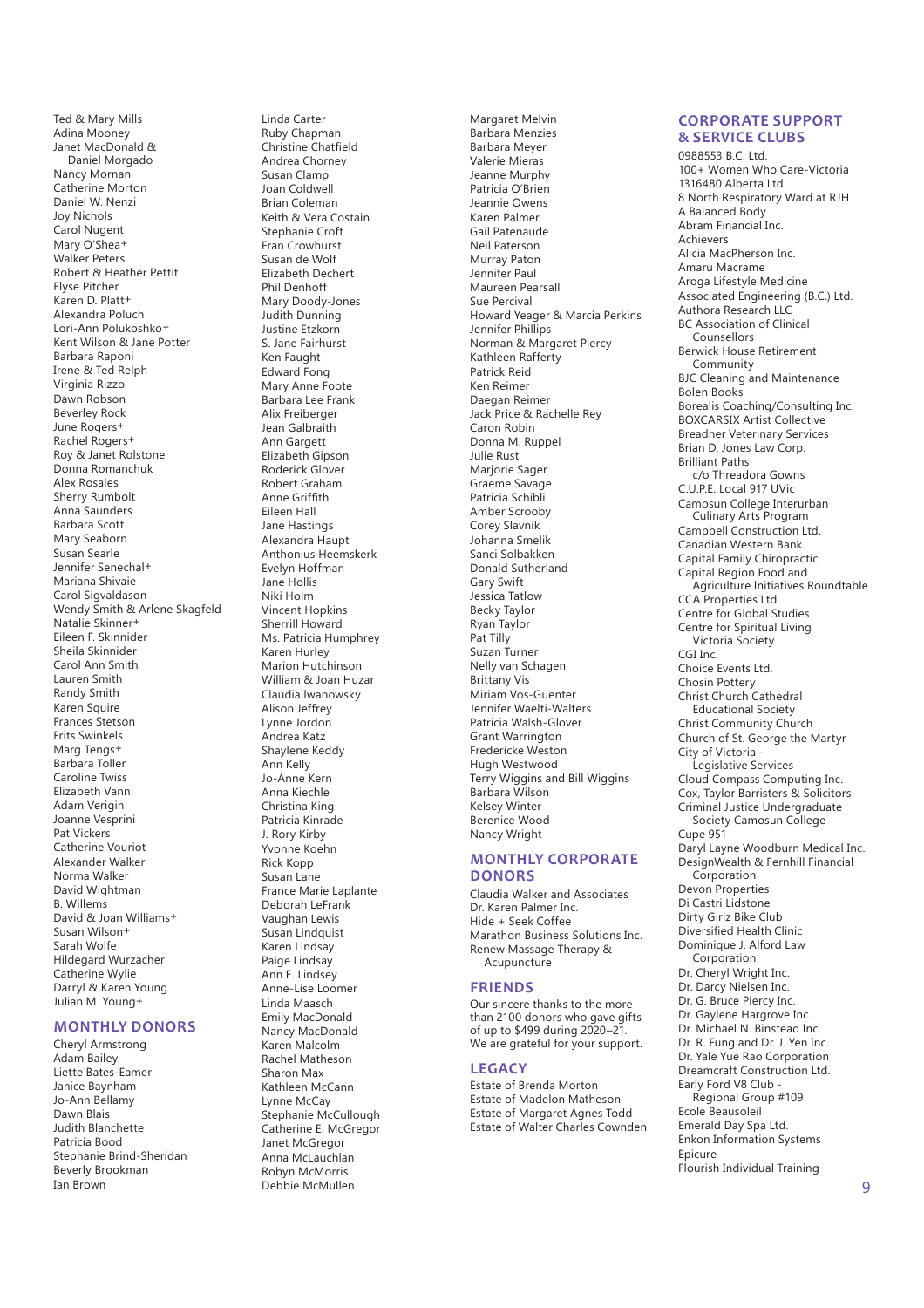Ted & Mary Mills
Adina Mooney
Janet MacDonald & Daniel Morgado
Nancy Mornan
Catherine Morton
Daniel W. Nenzi
Joy Nichols
Carol Nugent
Mary O'Shea+
Walker Peters
Robert & Heather Pettit
Elyse Pitcher
Karen D. Platt+
Alexandra Poluch
Lori-Ann Polukoshko+
Kent Wilson & Jane Potter
Barbara Raponi
Irene & Ted Relph
Virginia Rizzo
Dawn Robson
Beverley Rock
June Rogers+
Rachel Rogers+
Roy & Janet Rolstone
Donna Romanchuk
Alex Rosales
Sherry Rumbolt
Anna Saunders
Barbara Scott
Mary Seaborn
Susan Searle
Jennifer Senechal+
Mariana Shivaie
Carol Sigvaldason
Wendy Smith & Arlene Skagfeld
Natalie Skinner+
Eileen F. Skinnider
Sheila Skinnider
Carol Ann Smith
Lauren Smith
Randy Smith
Karen Squire
Frances Stetson
Frits Swinkels
Marg Tengs+
Barbara Toller
Caroline Twiss
Elizabeth Vann
Adam Verigin
Joanne Vesprini
Pat Vickers
Catherine Vouriot
Alexander Walker
Norma Walker
David Wightman
B. Willems
David & Joan Williams+
Susan Wilson+
Sarah Wolfe
Hildegard Wurzacher
Catherine Wylie
Darryl & Karen Young
Julian M. Young+

## MONTHLY DONORS

Cheryl Armstrong
Adam Bailey
Liette Bates-Eamer
Janice Baynham
Jo-Ann Bellamy
Dawn Blais
Judith Blanchette
Patricia Bood
Stephanie Brind-Sheridan
Beverly Brookman
Ian Brown
Linda Carter
Ruby Chapman
Christine Chatfield
Andrea Chorney
Susan Clamp
Joan Coldwell
Brian Coleman
Keith & Vera Costain
Stephanie Croft
Fran Crowhurst
Susan de Wolf
Elizabeth Dechert
Phil Denhoff
Mary Doody-Jones
Judith Dunning
Justine Etzkorn
S. Jane Fairhurst
Ken Faught
Edward Fong
Mary Anne Foote
Barbara Lee Frank
Alix Freiberger
Jean Galbraith
Ann Gargett
Elizabeth Gipson
Roderick Glover
Robert Graham
Anne Griffith
Eileen Hall
Jane Hastings
Alexandra Haupt
Anthonius Heemskerk
Evelyn Hoffman
Jane Hollis
Niki Holm
Vincent Hopkins
Sherrill Howard
Ms. Patricia Humphrey
Karen Hurley
Marion Hutchinson
William & Joan Huzar
Claudia Iwanowsky
Alison Jeffrey
Lynne Jordon
Andrea Katz
Shaylene Keddy
Ann Kelly
Jo-Anne Kern
Anna Kiechle
Christina King
Patricia Kinrade
J. Rory Kirby
Yvonne Koehn
Rick Kopp
Susan Lane
France Marie Laplante
Deborah LeFrank
Vaughan Lewis
Susan Lindquist
Karen Lindsay
Paige Lindsay
Ann E. Lindsey
Anne-Lise Loomer
Linda Maasch
Emily MacDonald
Nancy MacDonald
Karen Malcolm
Rachel Matheson
Sharon Max
Kathleen McCann
Lynne McCay
Stephanie McCullough
Catherine C. McGregor
Janet McGregor
Anna McLauchlan
Robyn McMorris
Debbie McMullen
Margaret Melvin
Barbara Menzies
Barbara Meyer
Valerie Mieras
Jeanne Murphy
Patricia O'Brien
Jeannie Owens
Karen Palmer
Gail Patenaude
Neil Paterson
Murray Paton
Jennifer Paul
Maureen Pearsall
Sue Percival
Howard Yeager & Marcia Perkins
Jennifer Phillips
Norman & Margaret Piercy
Kathleen Rafferty
Patrick Reid
Ken Reimer
Daegan Reimer
Jack Price & Rachelle Rey
Caron Robin
Donna M. Ruppel
Julie Rust
Marjorie Sager
Graeme Savage
Patricia Schibli
Amber Scrooby
Corey Slavnik
Johanna Smelik
Sanci Solbakken
Donald Sutherland
Gary Swift
Jessica Tatlow
Becky Taylor
Ryan Taylor
Pat Tilly
Suzan Turner
Nelly van Schagen
Brittany Vis
Miriam Vos-Guenter
Jennifer Waelti-Walters
Patricia Walsh-Glover
Grant Warrington
Fredericke Weston
Hugh Westwood
Terry Wiggins and Bill Wiggins
Barbara Wilson
Kelsey Winter
Berenice Wood
Nancy Wright

## MONTHLY CORPORATE DONORS

Claudia Walker and Associates
Dr. Karen Palmer Inc.
Hide + Seek Coffee
Marathon Business Solutions Inc.
Renew Massage Therapy & Acupuncture

## FRIENDS

Our sincere thanks to the more than 2100 donors who gave gifts of up to $499 during 2020–21. We are grateful for your support.

## LEGACY

Estate of Brenda Morton
Estate of Madelon Matheson
Estate of Margaret Agnes Todd
Estate of Walter Charles Cownden

## CORPORATE SUPPORT & SERVICE CLUBS

0988553 B.C. Ltd.
100+ Women Who Care-Victoria
1316480 Alberta Ltd.
8 North Respiratory Ward at RJH
A Balanced Body
Abram Financial Inc.
Achievers
Alicia MacPherson Inc.
Amaru Macrame
Aroga Lifestyle Medicine
Associated Engineering (B.C.) Ltd.
Authora Research LLC
BC Association of Clinical Counsellors
Berwick House Retirement Community
BJC Cleaning and Maintenance
Bolen Books
Borealis Coaching/Consulting Inc.
BOXCARSIX Artist Collective
Breadner Veterinary Services
Brian D. Jones Law Corp.
Brilliant Paths c/o Threadora Gowns
C.U.P.E. Local 917 UVic
Camosun College Interurban Culinary Arts Program
Campbell Construction Ltd.
Canadian Western Bank
Capital Family Chiropractic
Capital Region Food and Agriculture Initiatives Roundtable
CCA Properties Ltd.
Centre for Global Studies
Centre for Spiritual Living Victoria Society
CGI Inc.
Choice Events Ltd.
Chosin Pottery
Christ Church Cathedral Educational Society
Christ Community Church
Church of St. George the Martyr
City of Victoria - Legislative Services
Cloud Compass Computing Inc.
Cox, Taylor Barristers & Solicitors
Criminal Justice Undergraduate Society Camosun College
Cupe 951
Daryl Layne Woodburn Medical Inc.
DesignWealth & Fernhill Financial Corporation
Devon Properties
Di Castri Lidstone
Dirty Girlz Bike Club
Diversified Health Clinic
Dominique J. Alford Law Corporation
Dr. Cheryl Wright Inc.
Dr. Darcy Nielsen Inc.
Dr. G. Bruce Piercy Inc.
Dr. Gaylene Hargrove Inc.
Dr. Michael N. Binstead Inc.
Dr. R. Fung and Dr. J. Yen Inc.
Dr. Yale Yue Rao Corporation
Dreamcraft Construction Ltd.
Early Ford V8 Club - Regional Group #109
Ecole Beausoleil
Emerald Day Spa Ltd.
Enkon Information Systems
Epicure
Flourish Individual Training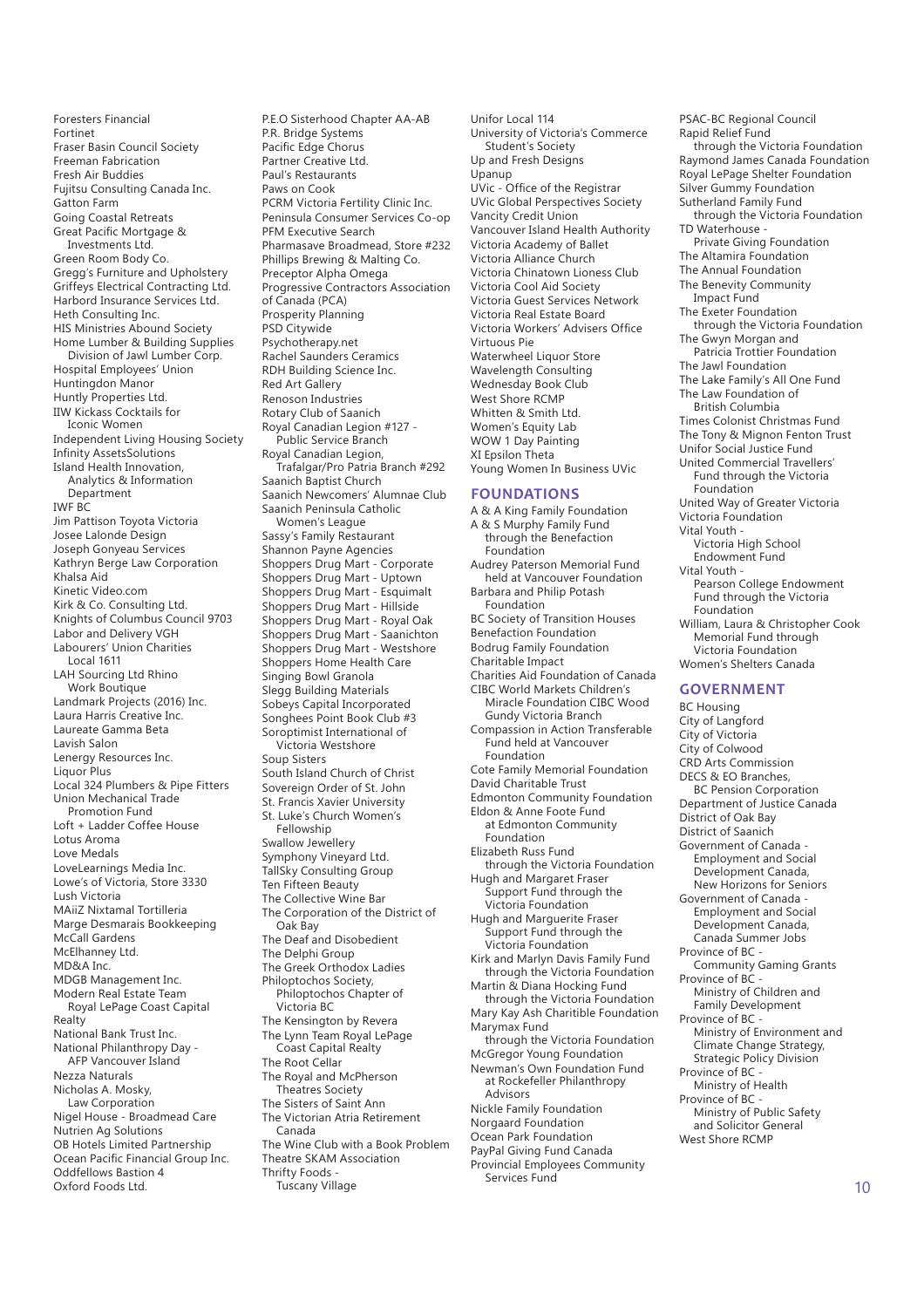Foresters Financial
Fortinet
Fraser Basin Council Society
Freeman Fabrication
Fresh Air Buddies
Fujitsu Consulting Canada Inc.
Gatton Farm
Going Coastal Retreats
Great Pacific Mortgage & Investments Ltd.
Green Room Body Co.
Gregg's Furniture and Upholstery
Griffeys Electrical Contracting Ltd.
Harbord Insurance Services Ltd.
Heth Consulting Inc.
HIS Ministries Abound Society
Home Lumber & Building Supplies Division of Jawl Lumber Corp.
Hospital Employees' Union
Huntingdon Manor
Huntly Properties Ltd.
IIW Kickass Cocktails for Iconic Women
Independent Living Housing Society
Infinity AssetsSolutions
Island Health Innovation, Analytics & Information Department
IWF BC
Jim Pattison Toyota Victoria
Josee Lalonde Design
Joseph Gonyeau Services
Kathryn Berge Law Corporation
Khalsa Aid
Kinetic Video.com
Kirk & Co. Consulting Ltd.
Knights of Columbus Council 9703
Labor and Delivery VGH
Labourers' Union Charities Local 1611
LAH Sourcing Ltd Rhino Work Boutique
Landmark Projects (2016) Inc.
Laura Harris Creative Inc.
Laureate Gamma Beta
Lavish Salon
Lenergy Resources Inc.
Liquor Plus
Local 324 Plumbers & Pipe Fitters Union Mechanical Trade Promotion Fund
Loft + Ladder Coffee House
Lotus Aroma
Love Medals
LoveLearnings Media Inc.
Lowe's of Victoria, Store 3330
Lush Victoria
MAiiZ Nixtamal Tortilleria
Marge Desmarais Bookkeeping
McCall Gardens
McElhanney Ltd.
MD&A Inc.
MDGB Management Inc.
Modern Real Estate Team Royal LePage Coast Capital Realty
National Bank Trust Inc.
National Philanthropy Day - AFP Vancouver Island
Nezza Naturals
Nicholas A. Mosky, Law Corporation
Nigel House - Broadmead Care
Nutrien Ag Solutions
OB Hotels Limited Partnership
Ocean Pacific Financial Group Inc.
Oddfellows Bastion 4
Oxford Foods Ltd.
P.E.O Sisterhood Chapter AA-AB
P.R. Bridge Systems
Pacific Edge Chorus
Partner Creative Ltd.
Paul's Restaurants
Paws on Cook
PCRM Victoria Fertility Clinic Inc.
Peninsula Consumer Services Co-op
PFM Executive Search
Pharmasave Broadmead, Store #232
Phillips Brewing & Malting Co.
Preceptor Alpha Omega
Progressive Contractors Association of Canada (PCA)
Prosperity Planning
PSD Citywide
Psychotherapy.net
Rachel Saunders Ceramics
RDH Building Science Inc.
Red Art Gallery
Renoson Industries
Rotary Club of Saanich
Royal Canadian Legion #127 - Public Service Branch
Royal Canadian Legion, Trafalgar/Pro Patria Branch #292
Saanich Baptist Church
Saanich Newcomers' Alumnae Club
Saanich Peninsula Catholic Women's League
Sassy's Family Restaurant
Shannon Payne Agencies
Shoppers Drug Mart - Corporate
Shoppers Drug Mart - Uptown
Shoppers Drug Mart - Esquimalt
Shoppers Drug Mart - Hillside
Shoppers Drug Mart - Royal Oak
Shoppers Drug Mart - Saanichton
Shoppers Drug Mart - Westshore
Shoppers Home Health Care
Singing Bowl Granola
Slegg Building Materials
Sobeys Capital Incorporated
Songhees Point Book Club #3
Soroptimist International of Victoria Westshore
Soup Sisters
South Island Church of Christ
Sovereign Order of St. John
St. Francis Xavier University
St. Luke's Church Women's Fellowship
Swallow Jewellery
Symphony Vineyard Ltd.
TallSky Consulting Group
Ten Fifteen Beauty
The Collective Wine Bar
The Corporation of the District of Oak Bay
The Deaf and Disobedient
The Delphi Group
The Greek Orthodox Ladies Philoptochos Society, Philoptochos Chapter of Victoria BC
The Kensington by Revera
The Lynn Team Royal LePage Coast Capital Realty
The Root Cellar
The Royal and McPherson Theatres Society
The Sisters of Saint Ann
The Victorian Atria Retirement Canada
The Wine Club with a Book Problem
Theatre SKAM Association
Thrifty Foods - Tuscany Village
Unifor Local 114
University of Victoria's Commerce Student's Society
Up and Fresh Designs
Upanup
UVic - Office of the Registrar
UVic Global Perspectives Society
Vancity Credit Union
Vancouver Island Health Authority
Victoria Academy of Ballet
Victoria Alliance Church
Victoria Chinatown Lioness Club
Victoria Cool Aid Society
Victoria Guest Services Network
Victoria Real Estate Board
Victoria Workers' Advisers Office
Virtuous Pie
Waterwheel Liquor Store
Wavelength Consulting
Wednesday Book Club
West Shore RCMP
Whitten & Smith Ltd.
Women's Equity Lab
WOW 1 Day Painting
XI Epsilon Theta
Young Women In Business UVic

## FOUNDATIONS

A & A King Family Foundation
A & S Murphy Family Fund through the Benefaction Foundation
Audrey Paterson Memorial Fund held at Vancouver Foundation
Barbara and Philip Potash Foundation
BC Society of Transition Houses
Benefaction Foundation
Bodrug Family Foundation
Charitable Impact
Charities Aid Foundation of Canada
CIBC World Markets Children's Miracle Foundation CIBC Wood Gundy Victoria Branch
Compassion in Action Transferable Fund held at Vancouver Foundation
Cote Family Memorial Foundation
David Charitable Trust
Edmonton Community Foundation
Eldon & Anne Foote Fund at Edmonton Community Foundation
Elizabeth Russ Fund through the Victoria Foundation
Hugh and Margaret Fraser Support Fund through the Victoria Foundation
Hugh and Marguerite Fraser Support Fund through the Victoria Foundation
Kirk and Marlyn Davis Family Fund through the Victoria Foundation
Martin & Diana Hocking Fund through the Victoria Foundation
Mary Kay Ash Charitible Foundation
Marymax Fund through the Victoria Foundation
McGregor Young Foundation
Newman's Own Foundation Fund at Rockefeller Philanthropy Advisors
Nickle Family Foundation
Norgaard Foundation
Ocean Park Foundation
PayPal Giving Fund Canada
Provincial Employees Community Services Fund
PSAC-BC Regional Council Rapid Relief Fund through the Victoria Foundation
Raymond James Canada Foundation
Royal LePage Shelter Foundation
Silver Gummy Foundation
Sutherland Family Fund through the Victoria Foundation
TD Waterhouse - Private Giving Foundation
The Altamira Foundation
The Annual Foundation
The Benevity Community Impact Fund
The Exeter Foundation through the Victoria Foundation
The Gwyn Morgan and Patricia Trottier Foundation
The Jawl Foundation
The Lake Family's All One Fund
The Law Foundation of British Columbia
Times Colonist Christmas Fund
The Tony & Mignon Fenton Trust
Unifor Social Justice Fund
United Commercial Travellers' Fund through the Victoria Foundation
United Way of Greater Victoria
Victoria Foundation
Vital Youth - Victoria High School Endowment Fund
Vital Youth - Pearson College Endowment Fund through the Victoria Foundation
William, Laura & Christopher Cook Memorial Fund through Victoria Foundation
Women's Shelters Canada

## GOVERNMENT

BC Housing
City of Langford
City of Victoria
City of Colwood
CRD Arts Commission
DECS & EO Branches, BC Pension Corporation
Department of Justice Canada
District of Oak Bay
District of Saanich
Government of Canada - Employment and Social Development Canada, New Horizons for Seniors
Government of Canada - Employment and Social Development Canada, Canada Summer Jobs
Province of BC - Community Gaming Grants
Province of BC - Ministry of Children and Family Development
Province of BC - Ministry of Environment and Climate Change Strategy, Strategic Policy Division
Province of BC - Ministry of Health
Province of BC - Ministry of Public Safety and Solicitor General
West Shore RCMP